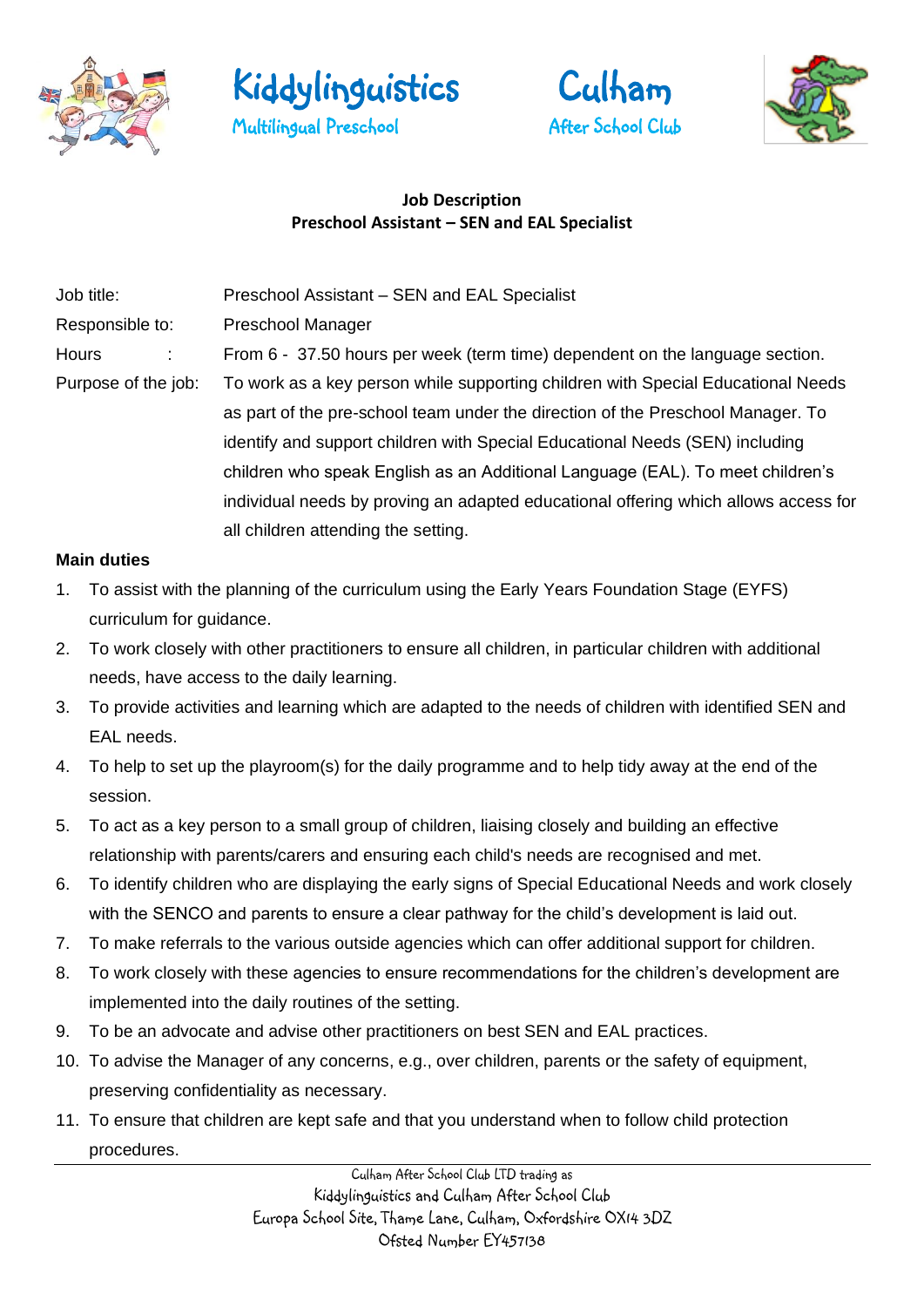Kiddylinguistics
Multilingual Preschool

Culham
After School Club

**Job Description**
**Preschool Assistant – SEN and EAL Specialist**

| | |
|---|---|
| Job title: | Preschool Assistant – SEN and EAL Specialist |
| Responsible to: | Preschool Manager |
| Hours : | From 6 - 37.50 hours per week (term time) dependent on the language section. |
| Purpose of the job: | To work as a key person while supporting children with Special Educational Needs as part of the pre-school team under the direction of the Preschool Manager. To identify and support children with Special Educational Needs (SEN) including children who speak English as an Additional Language (EAL). To meet children's individual needs by proving an adapted educational offering which allows access for all children attending the setting. |

**Main duties**

1. To assist with the planning of the curriculum using the Early Years Foundation Stage (EYFS) curriculum for guidance.
2. To work closely with other practitioners to ensure all children, in particular children with additional needs, have access to the daily learning.
3. To provide activities and learning which are adapted to the needs of children with identified SEN and EAL needs.
4. To help to set up the playroom(s) for the daily programme and to help tidy away at the end of the session.
5. To act as a key person to a small group of children, liaising closely and building an effective relationship with parents/carers and ensuring each child's needs are recognised and met.
6. To identify children who are displaying the early signs of Special Educational Needs and work closely with the SENCO and parents to ensure a clear pathway for the child's development is laid out.
7. To make referrals to the various outside agencies which can offer additional support for children.
8. To work closely with these agencies to ensure recommendations for the children's development are implemented into the daily routines of the setting.
9. To be an advocate and advise other practitioners on best SEN and EAL practices.
10. To advise the Manager of any concerns, e.g., over children, parents or the safety of equipment, preserving confidentiality as necessary.
11. To ensure that children are kept safe and that you understand when to follow child protection procedures.

Culham After School Club LTD trading as
Kiddylinguistics and Culham After School Club
Europa School Site, Thame Lane, Culham, Oxfordshire OX14 3DZ
Ofsted Number EY457138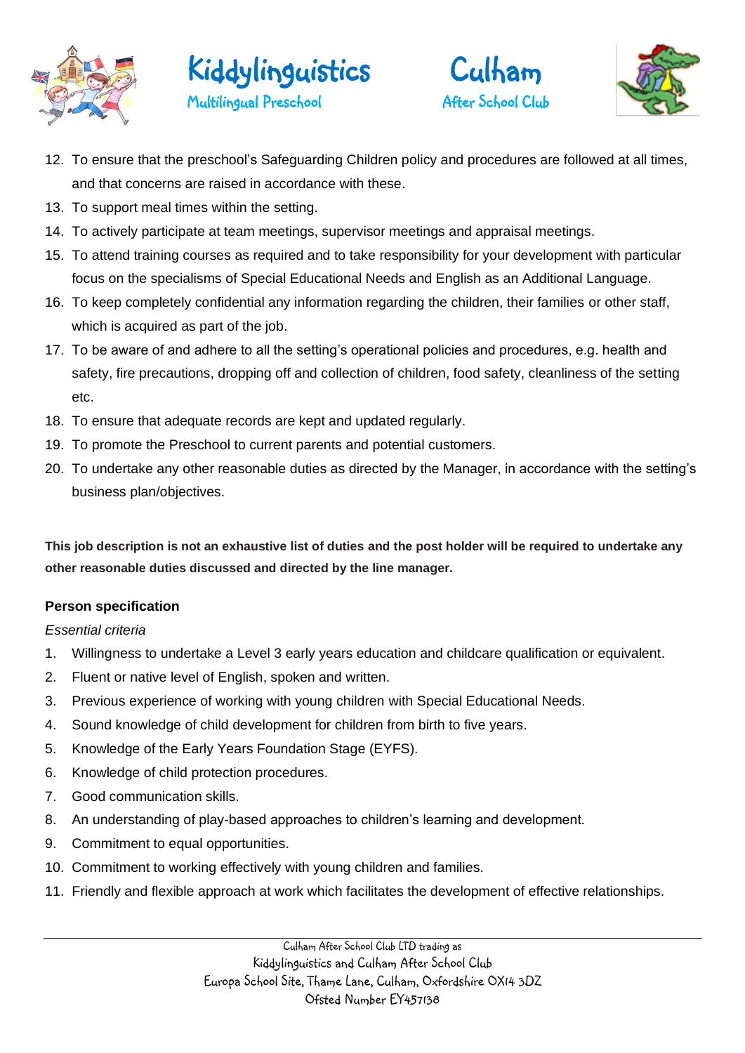12. To ensure that the preschool's Safeguarding Children policy and procedures are followed at all times, and that concerns are raised in accordance with these.
13. To support meal times within the setting.
14. To actively participate at team meetings, supervisor meetings and appraisal meetings.
15. To attend training courses as required and to take responsibility for your development with particular focus on the specialisms of Special Educational Needs and English as an Additional Language.
16. To keep completely confidential any information regarding the children, their families or other staff, which is acquired as part of the job.
17. To be aware of and adhere to all the setting's operational policies and procedures, e.g. health and safety, fire precautions, dropping off and collection of children, food safety, cleanliness of the setting etc.
18. To ensure that adequate records are kept and updated regularly.
19. To promote the Preschool to current parents and potential customers.
20. To undertake any other reasonable duties as directed by the Manager, in accordance with the setting's business plan/objectives.

**This job description is not an exhaustive list of duties and the post holder will be required to undertake any other reasonable duties discussed and directed by the line manager.**

**Person specification**

*Essential criteria*

1. Willingness to undertake a Level 3 early years education and childcare qualification or equivalent.
2. Fluent or native level of English, spoken and written.
3. Previous experience of working with young children with Special Educational Needs.
4. Sound knowledge of child development for children from birth to five years.
5. Knowledge of the Early Years Foundation Stage (EYFS).
6. Knowledge of child protection procedures.
7. Good communication skills.
8. An understanding of play-based approaches to children's learning and development.
9. Commitment to equal opportunities.
10. Commitment to working effectively with young children and families.
11. Friendly and flexible approach at work which facilitates the development of effective relationships.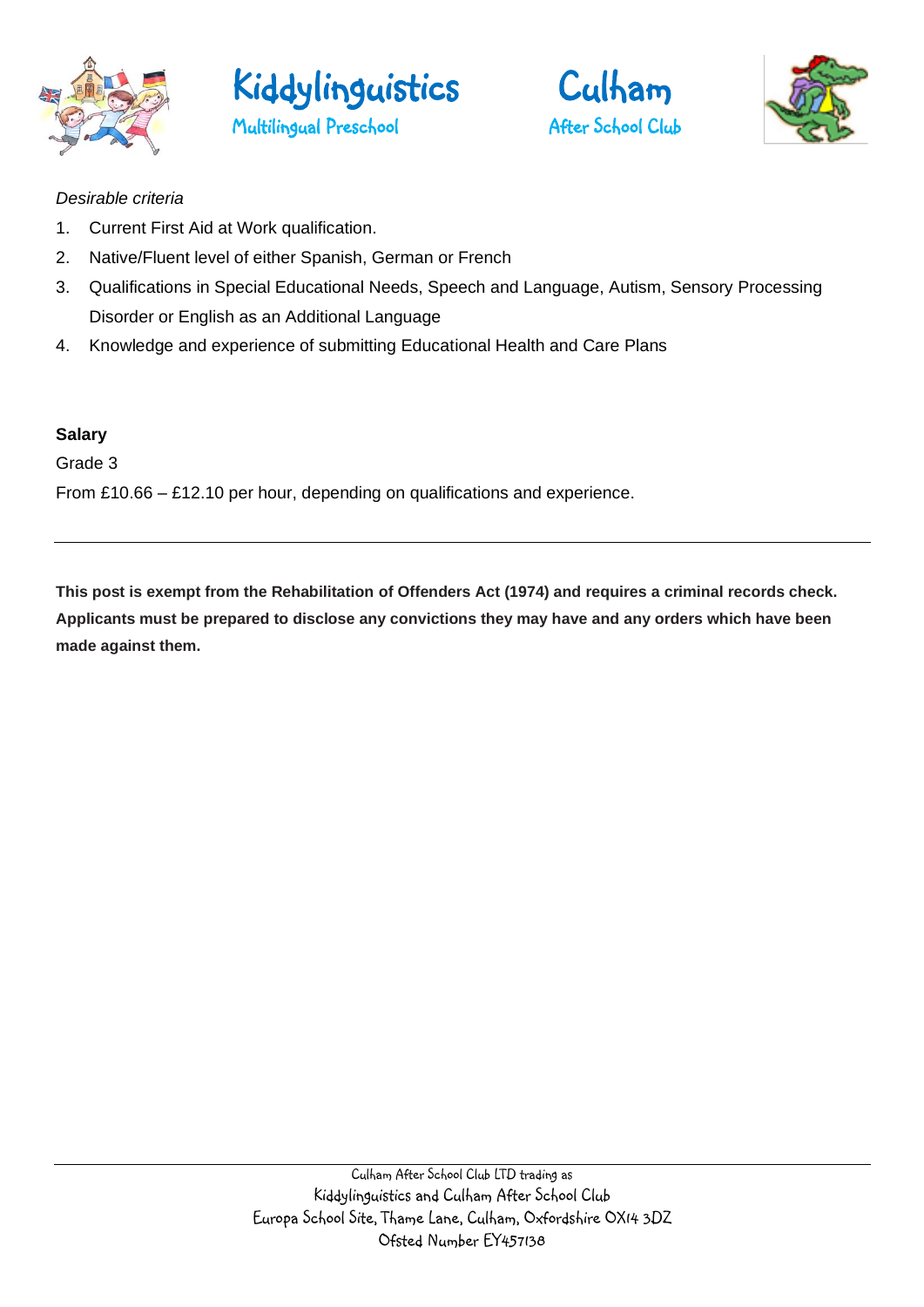*Desirable criteria*

1. Current First Aid at Work qualification.
2. Native/Fluent level of either Spanish, German or French
3. Qualifications in Special Educational Needs, Speech and Language, Autism, Sensory Processing Disorder or English as an Additional Language
4. Knowledge and experience of submitting Educational Health and Care Plans

**Salary**

Grade 3

From £10.66 – £12.10 per hour, depending on qualifications and experience.

---

**This post is exempt from the Rehabilitation of Offenders Act (1974) and requires a criminal records check. Applicants must be prepared to disclose any convictions they may have and any orders which have been made against them.**